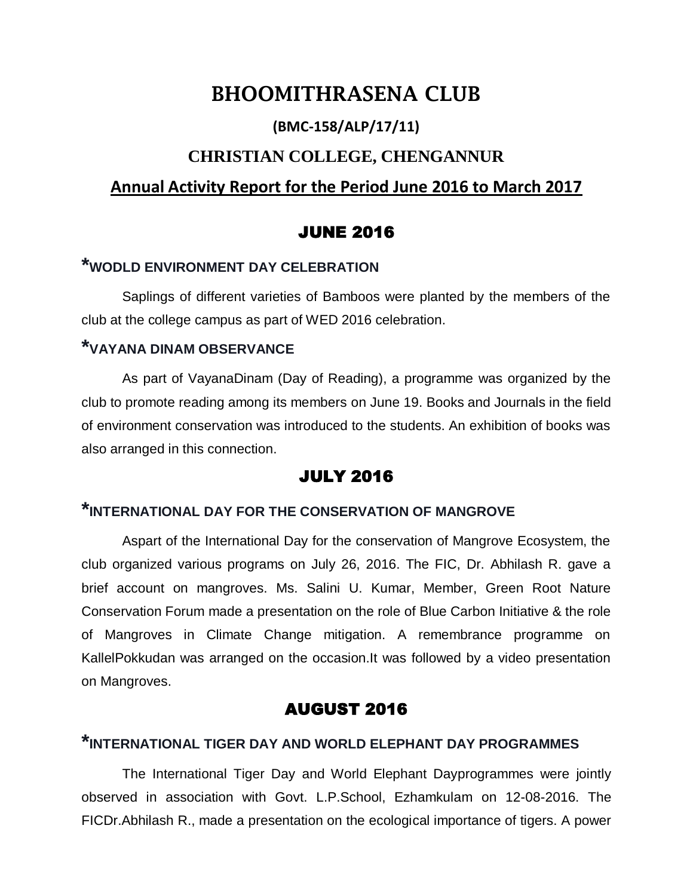# BHOOMITHRASENA CLUB

## (BMC-158/ALP/17/11)

## CHRISTIAN COLLEGE, CHENGANNUR

## Annual Activity Report for the Period June 2016 to March 2017

## JUNE 2016

### *WODLD ENVIRONMENT DAY CELEBRATION

Saplings of different varieties of Bamboos were planted by the members of the club at the college campus as part of WED 2016 celebration.

### *VAYANA DINAM OBSERVANCE

As part of VayanaDinam (Day of Reading), a programme was organized by the club to promote reading among its members on June 19. Books and Journals in the field of environment conservation was introduced to the students. An exhibition of books was also arranged in this connection.

## JULY 2016

### *INTERNATIONAL DAY FOR THE CONSERVATION OF MANGROVE

Aspart of the International Day for the conservation of Mangrove Ecosystem, the club organized various programs on July 26, 2016. The FIC, Dr. Abhilash R. gave a brief account on mangroves. Ms. Salini U. Kumar, Member, Green Root Nature Conservation Forum made a presentation on the role of Blue Carbon Initiative & the role of Mangroves in Climate Change mitigation. A remembrance programme on KallelPokkudan was arranged on the occasion.It was followed by a video presentation on Mangroves.

## AUGUST 2016

### *INTERNATIONAL TIGER DAY AND WORLD ELEPHANT DAY PROGRAMMES

The International Tiger Day and World Elephant Dayprogrammes were jointly observed in association with Govt. L.P.School, Ezhamkulam on 12-08-2016. The FICDr.Abhilash R., made a presentation on the ecological importance of tigers. A power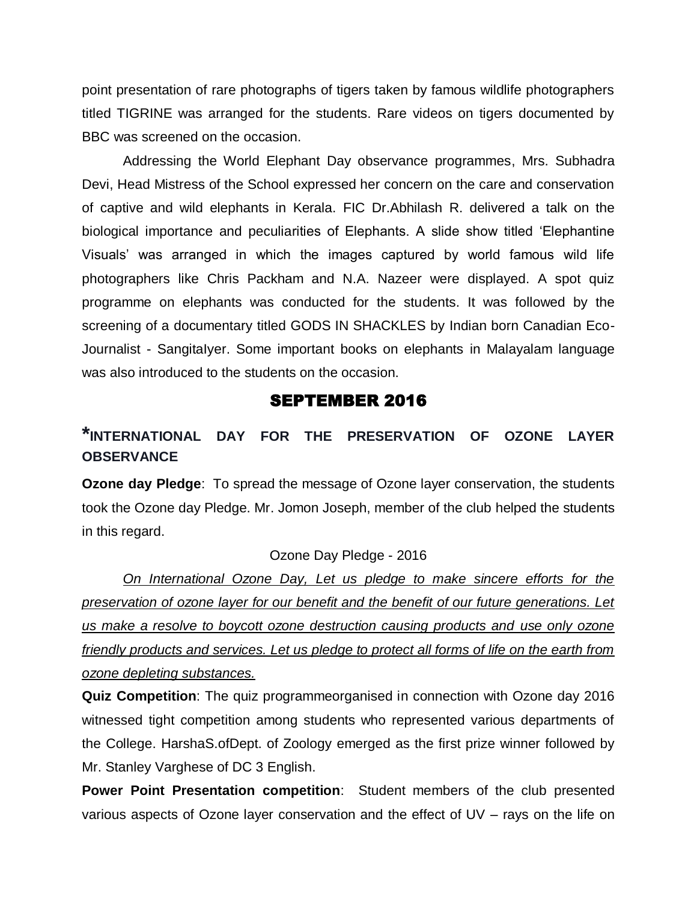point presentation of rare photographs of tigers taken by famous wildlife photographers titled TIGRINE was arranged for the students. Rare videos on tigers documented by BBC was screened on the occasion.

Addressing the World Elephant Day observance programmes, Mrs. Subhadra Devi, Head Mistress of the School expressed her concern on the care and conservation of captive and wild elephants in Kerala. FIC Dr.Abhilash R. delivered a talk on the biological importance and peculiarities of Elephants. A slide show titled 'Elephantine Visuals' was arranged in which the images captured by world famous wild life photographers like Chris Packham and N.A. Nazeer were displayed. A spot quiz programme on elephants was conducted for the students. It was followed by the screening of a documentary titled GODS IN SHACKLES by Indian born Canadian Eco-Journalist - SangitaIyer. Some important books on elephants in Malayalam language was also introduced to the students on the occasion.

## SEPTEMBER 2016

### *INTERNATIONAL DAY FOR THE PRESERVATION OF OZONE LAYER OBSERVANCE

**Ozone day Pledge**: To spread the message of Ozone layer conservation, the students took the Ozone day Pledge. Mr. Jomon Joseph, member of the club helped the students in this regard.

Ozone Day Pledge - 2016

*On International Ozone Day, Let us pledge to make sincere efforts for the preservation of ozone layer for our benefit and the benefit of our future generations. Let us make a resolve to boycott ozone destruction causing products and use only ozone friendly products and services. Let us pledge to protect all forms of life on the earth from ozone depleting substances.*

**Quiz Competition**: The quiz programmeorganised in connection with Ozone day 2016 witnessed tight competition among students who represented various departments of the College. HarshaS.ofDept. of Zoology emerged as the first prize winner followed by Mr. Stanley Varghese of DC 3 English.

**Power Point Presentation competition**: Student members of the club presented various aspects of Ozone layer conservation and the effect of UV – rays on the life on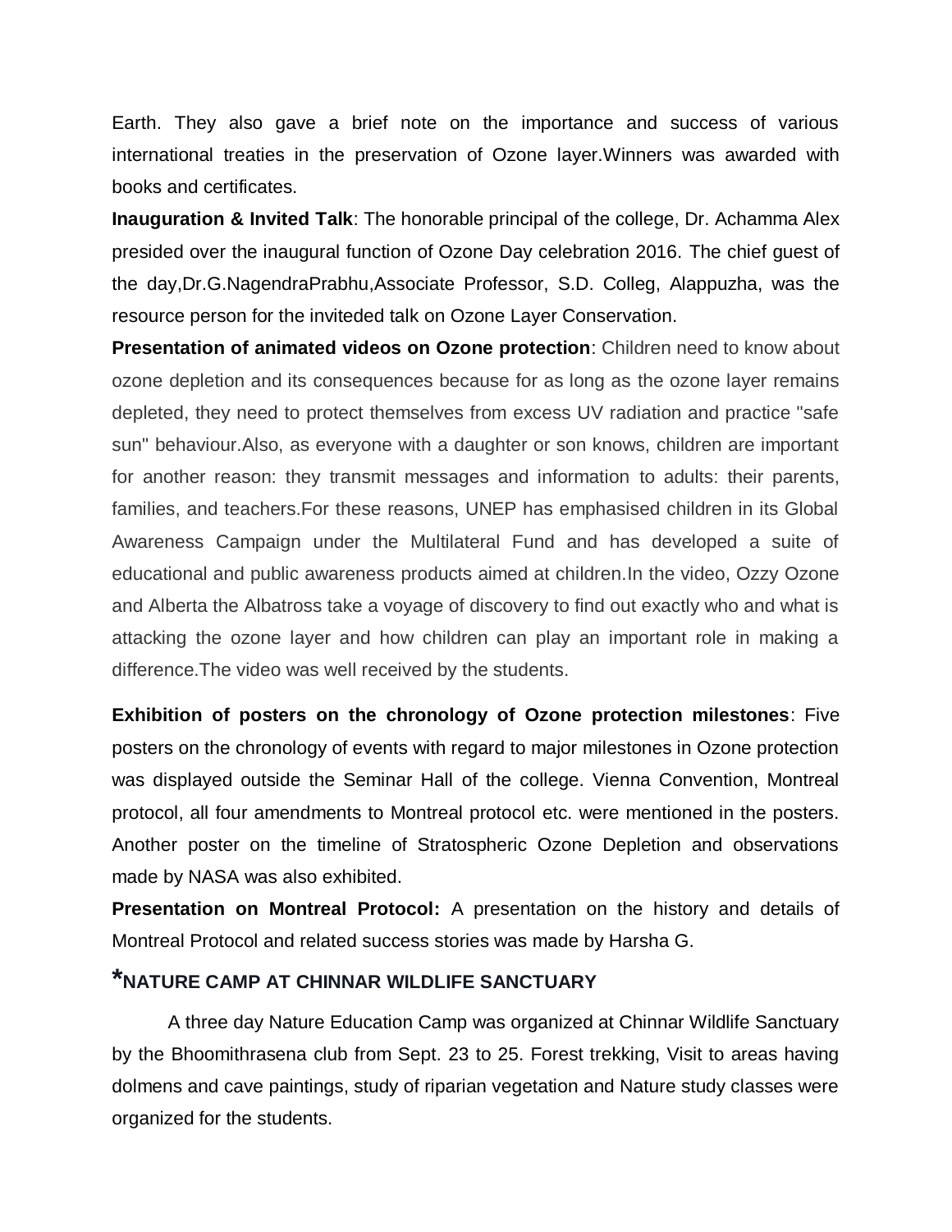Earth. They also gave a brief note on the importance and success of various international treaties in the preservation of Ozone layer.Winners was awarded with books and certificates.

**Inauguration & Invited Talk**: The honorable principal of the college, Dr. Achamma Alex presided over the inaugural function of Ozone Day celebration 2016. The chief guest of the day,Dr.G.NagendraPrabhu,Associate Professor, S.D. Colleg, Alappuzha, was the resource person for the inviteded talk on Ozone Layer Conservation.

**Presentation of animated videos on Ozone protection**: Children need to know about ozone depletion and its consequences because for as long as the ozone layer remains depleted, they need to protect themselves from excess UV radiation and practice "safe sun" behaviour.Also, as everyone with a daughter or son knows, children are important for another reason: they transmit messages and information to adults: their parents, families, and teachers.For these reasons, UNEP has emphasised children in its Global Awareness Campaign under the Multilateral Fund and has developed a suite of educational and public awareness products aimed at children.In the video, Ozzy Ozone and Alberta the Albatross take a voyage of discovery to find out exactly who and what is attacking the ozone layer and how children can play an important role in making a difference.The video was well received by the students.

**Exhibition of posters on the chronology of Ozone protection milestones**: Five posters on the chronology of events with regard to major milestones in Ozone protection was displayed outside the Seminar Hall of the college. Vienna Convention, Montreal protocol, all four amendments to Montreal protocol etc. were mentioned in the posters. Another poster on the timeline of Stratospheric Ozone Depletion and observations made by NASA was also exhibited.

**Presentation on Montreal Protocol:** A presentation on the history and details of Montreal Protocol and related success stories was made by Harsha G.

**\*NATURE CAMP AT CHINNAR WILDLIFE SANCTUARY**

A three day Nature Education Camp was organized at Chinnar Wildlife Sanctuary by the Bhoomithrasena club from Sept. 23 to 25. Forest trekking, Visit to areas having dolmens and cave paintings, study of riparian vegetation and Nature study classes were organized for the students.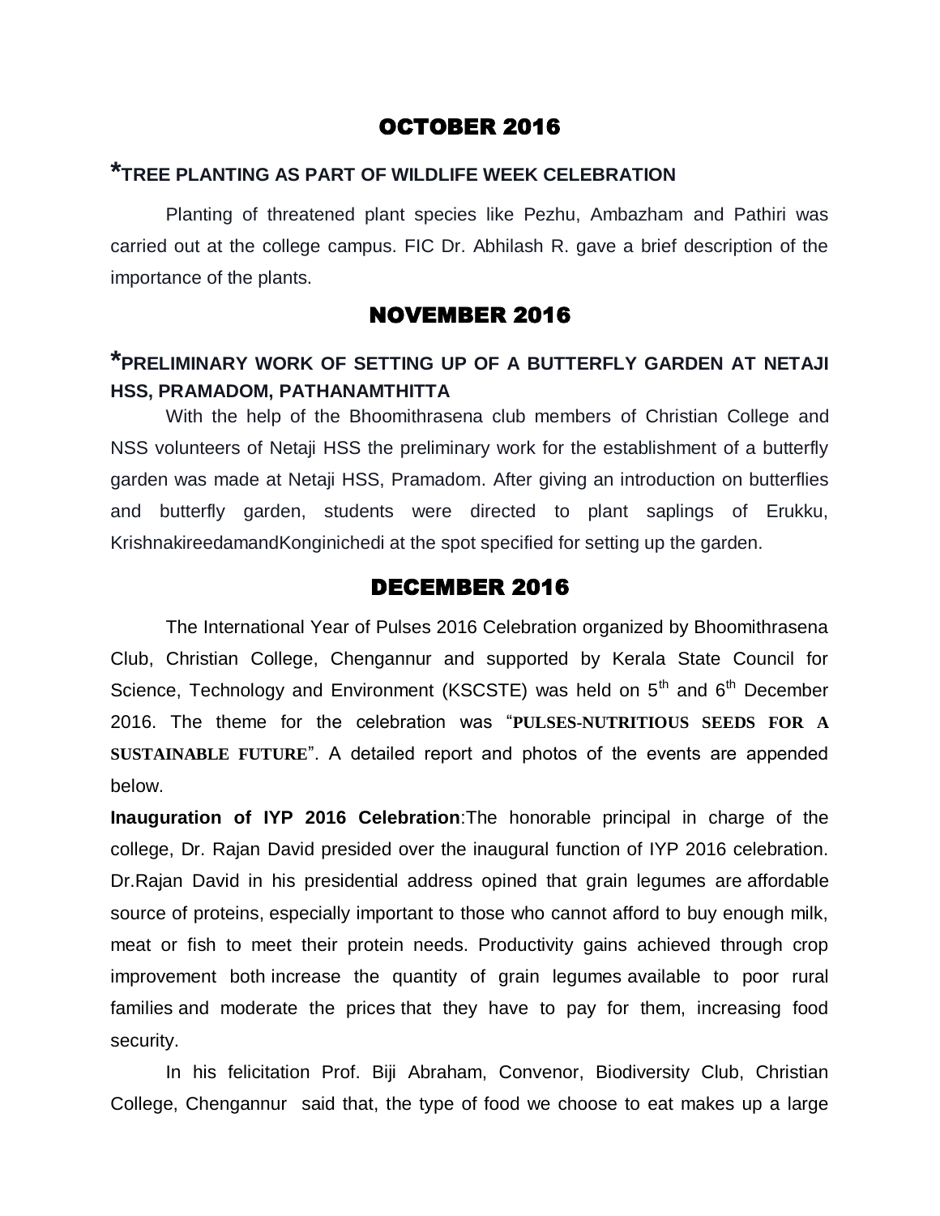## OCTOBER 2016

### *TREE PLANTING AS PART OF WILDLIFE WEEK CELEBRATION

Planting of threatened plant species like Pezhu, Ambazham and Pathiri was carried out at the college campus. FIC Dr. Abhilash R. gave a brief description of the importance of the plants.

## NOVEMBER 2016

### *PRELIMINARY WORK OF SETTING UP OF A BUTTERFLY GARDEN AT NETAJI HSS, PRAMADOM, PATHANAMTHITTA

With the help of the Bhoomithrasena club members of Christian College and NSS volunteers of Netaji HSS the preliminary work for the establishment of a butterfly garden was made at Netaji HSS, Pramadom. After giving an introduction on butterflies and butterfly garden, students were directed to plant saplings of Erukku, KrishnakireedamandKonginichedi at the spot specified for setting up the garden.

## DECEMBER 2016

The International Year of Pulses 2016 Celebration organized by Bhoomithrasena Club, Christian College, Chengannur and supported by Kerala State Council for Science, Technology and Environment (KSCSTE) was held on 5th and 6th December 2016. The theme for the celebration was "**PULSES-NUTRITIOUS SEEDS FOR A SUSTAINABLE FUTURE**". A detailed report and photos of the events are appended below.

**Inauguration of IYP 2016 Celebration**:The honorable principal in charge of the college, Dr. Rajan David presided over the inaugural function of IYP 2016 celebration. Dr.Rajan David in his presidential address opined that grain legumes are affordable source of proteins, especially important to those who cannot afford to buy enough milk, meat or fish to meet their protein needs. Productivity gains achieved through crop improvement both increase the quantity of grain legumes available to poor rural families and moderate the prices that they have to pay for them, increasing food security.

In his felicitation Prof. Biji Abraham, Convenor, Biodiversity Club, Christian College, Chengannur said that, the type of food we choose to eat makes up a large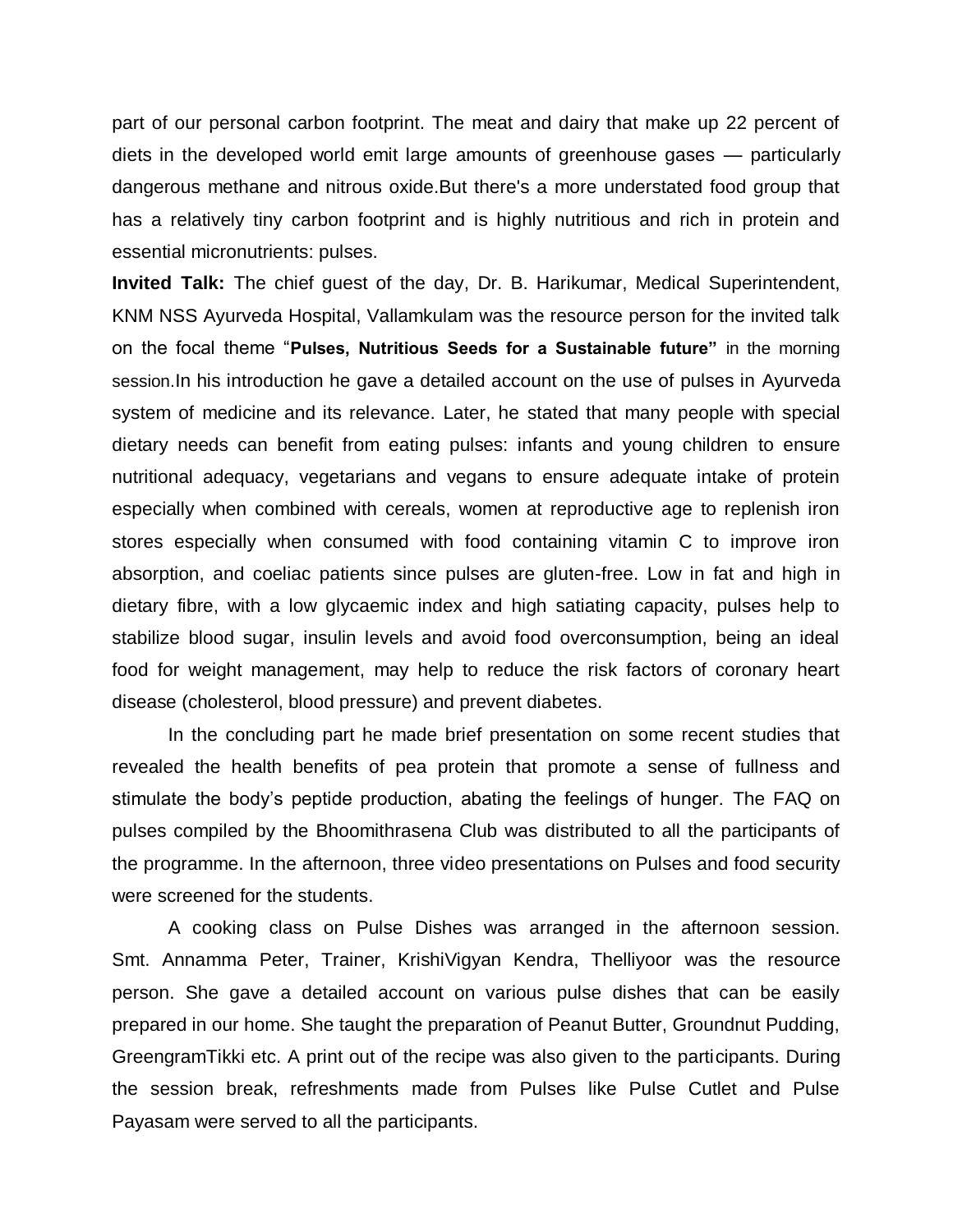part of our personal carbon footprint. The meat and dairy that make up 22 percent of diets in the developed world emit large amounts of greenhouse gases — particularly dangerous methane and nitrous oxide.But there's a more understated food group that has a relatively tiny carbon footprint and is highly nutritious and rich in protein and essential micronutrients: pulses.

**Invited Talk:** The chief guest of the day, Dr. B. Harikumar, Medical Superintendent, KNM NSS Ayurveda Hospital, Vallamkulam was the resource person for the invited talk on the focal theme "**Pulses, Nutritious Seeds for a Sustainable future"** in the morning session.In his introduction he gave a detailed account on the use of pulses in Ayurveda system of medicine and its relevance. Later, he stated that many people with special dietary needs can benefit from eating pulses: infants and young children to ensure nutritional adequacy, vegetarians and vegans to ensure adequate intake of protein especially when combined with cereals, women at reproductive age to replenish iron stores especially when consumed with food containing vitamin C to improve iron absorption, and coeliac patients since pulses are gluten-free. Low in fat and high in dietary fibre, with a low glycaemic index and high satiating capacity, pulses help to stabilize blood sugar, insulin levels and avoid food overconsumption, being an ideal food for weight management, may help to reduce the risk factors of coronary heart disease (cholesterol, blood pressure) and prevent diabetes.

In the concluding part he made brief presentation on some recent studies that revealed the health benefits of pea protein that promote a sense of fullness and stimulate the body's peptide production, abating the feelings of hunger. The FAQ on pulses compiled by the Bhoomithrasena Club was distributed to all the participants of the programme. In the afternoon, three video presentations on Pulses and food security were screened for the students.

A cooking class on Pulse Dishes was arranged in the afternoon session. Smt. Annamma Peter, Trainer, KrishiVigyan Kendra, Thelliyoor was the resource person. She gave a detailed account on various pulse dishes that can be easily prepared in our home. She taught the preparation of Peanut Butter, Groundnut Pudding, GreengramTikki etc. A print out of the recipe was also given to the participants. During the session break, refreshments made from Pulses like Pulse Cutlet and Pulse Payasam were served to all the participants.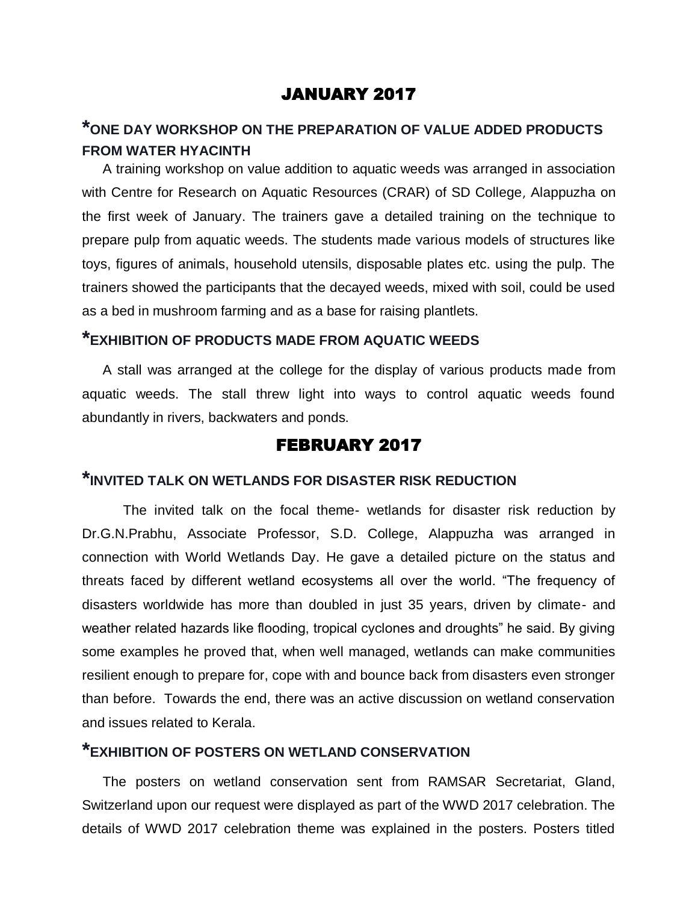# JANUARY 2017

## *ONE DAY WORKSHOP ON THE PREPARATION OF VALUE ADDED PRODUCTS FROM WATER HYACINTH

A training workshop on value addition to aquatic weeds was arranged in association with Centre for Research on Aquatic Resources (CRAR) of SD College, Alappuzha on the first week of January. The trainers gave a detailed training on the technique to prepare pulp from aquatic weeds. The students made various models of structures like toys, figures of animals, household utensils, disposable plates etc. using the pulp. The trainers showed the participants that the decayed weeds, mixed with soil, could be used as a bed in mushroom farming and as a base for raising plantlets.

## *EXHIBITION OF PRODUCTS MADE FROM AQUATIC WEEDS

A stall was arranged at the college for the display of various products made from aquatic weeds. The stall threw light into ways to control aquatic weeds found abundantly in rivers, backwaters and ponds.

# FEBRUARY 2017

## *INVITED TALK ON WETLANDS FOR DISASTER RISK REDUCTION

The invited talk on the focal theme- wetlands for disaster risk reduction by Dr.G.N.Prabhu, Associate Professor, S.D. College, Alappuzha was arranged in connection with World Wetlands Day. He gave a detailed picture on the status and threats faced by different wetland ecosystems all over the world. "The frequency of disasters worldwide has more than doubled in just 35 years, driven by climate- and weather related hazards like flooding, tropical cyclones and droughts" he said. By giving some examples he proved that, when well managed, wetlands can make communities resilient enough to prepare for, cope with and bounce back from disasters even stronger than before. Towards the end, there was an active discussion on wetland conservation and issues related to Kerala.

## *EXHIBITION OF POSTERS ON WETLAND CONSERVATION

The posters on wetland conservation sent from RAMSAR Secretariat, Gland, Switzerland upon our request were displayed as part of the WWD 2017 celebration. The details of WWD 2017 celebration theme was explained in the posters. Posters titled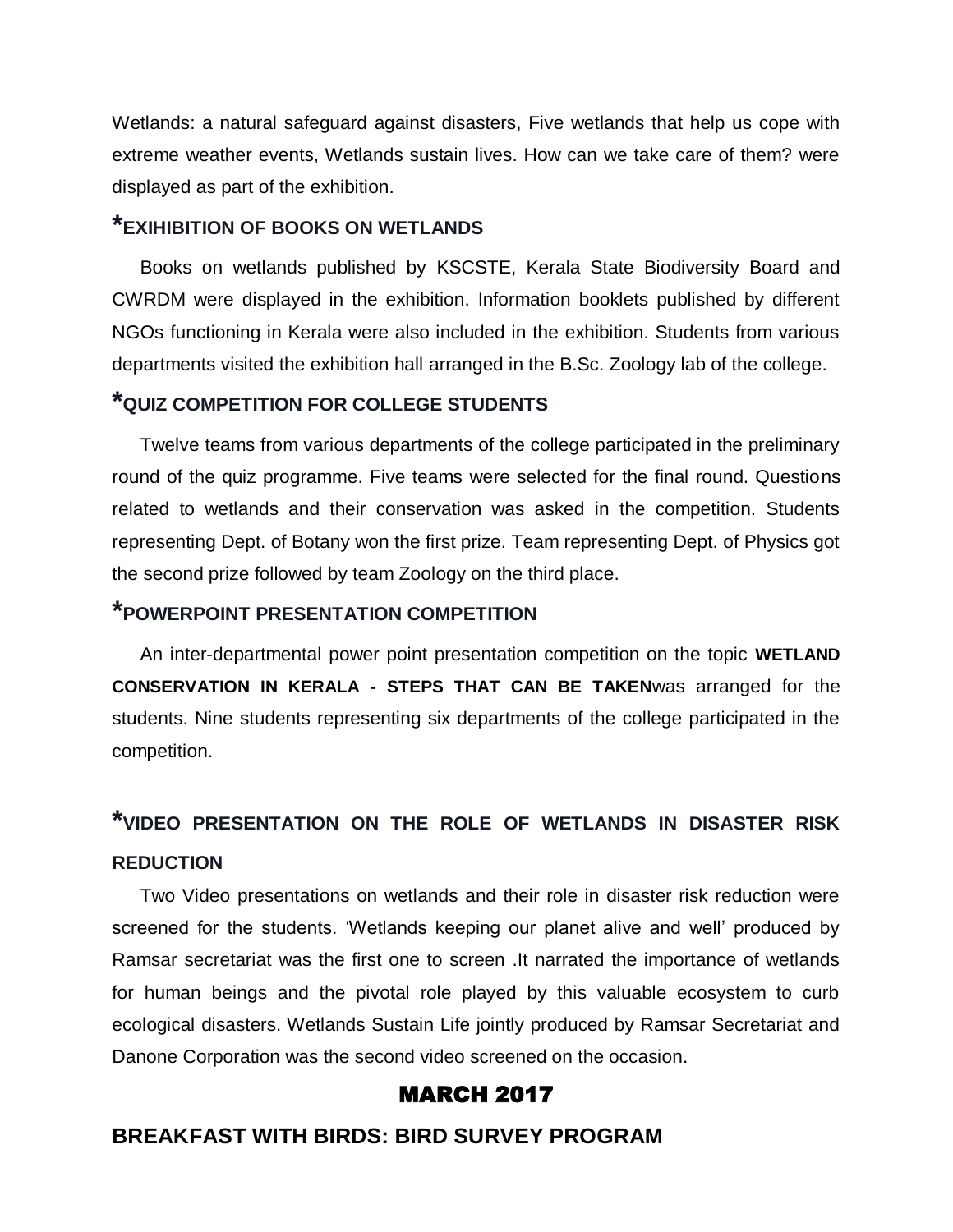Wetlands: a natural safeguard against disasters, Five wetlands that help us cope with extreme weather events, Wetlands sustain lives. How can we take care of them? were displayed as part of the exhibition.

### *EXIHIBITION OF BOOKS ON WETLANDS

Books on wetlands published by KSCSTE, Kerala State Biodiversity Board and CWRDM were displayed in the exhibition. Information booklets published by different NGOs functioning in Kerala were also included in the exhibition. Students from various departments visited the exhibition hall arranged in the B.Sc. Zoology lab of the college.

### *QUIZ COMPETITION FOR COLLEGE STUDENTS

Twelve teams from various departments of the college participated in the preliminary round of the quiz programme. Five teams were selected for the final round. Questions related to wetlands and their conservation was asked in the competition. Students representing Dept. of Botany won the first prize. Team representing Dept. of Physics got the second prize followed by team Zoology on the third place.

### *POWERPOINT PRESENTATION COMPETITION

An inter-departmental power point presentation competition on the topic **WETLAND CONSERVATION IN KERALA - STEPS THAT CAN BE TAKEN**was arranged for the students. Nine students representing six departments of the college participated in the competition.

### *VIDEO PRESENTATION ON THE ROLE OF WETLANDS IN DISASTER RISK REDUCTION

Two Video presentations on wetlands and their role in disaster risk reduction were screened for the students. 'Wetlands keeping our planet alive and well' produced by Ramsar secretariat was the first one to screen .It narrated the importance of wetlands for human beings and the pivotal role played by this valuable ecosystem to curb ecological disasters. Wetlands Sustain Life jointly produced by Ramsar Secretariat and Danone Corporation was the second video screened on the occasion.

## MARCH 2017

### BREAKFAST WITH BIRDS: BIRD SURVEY PROGRAM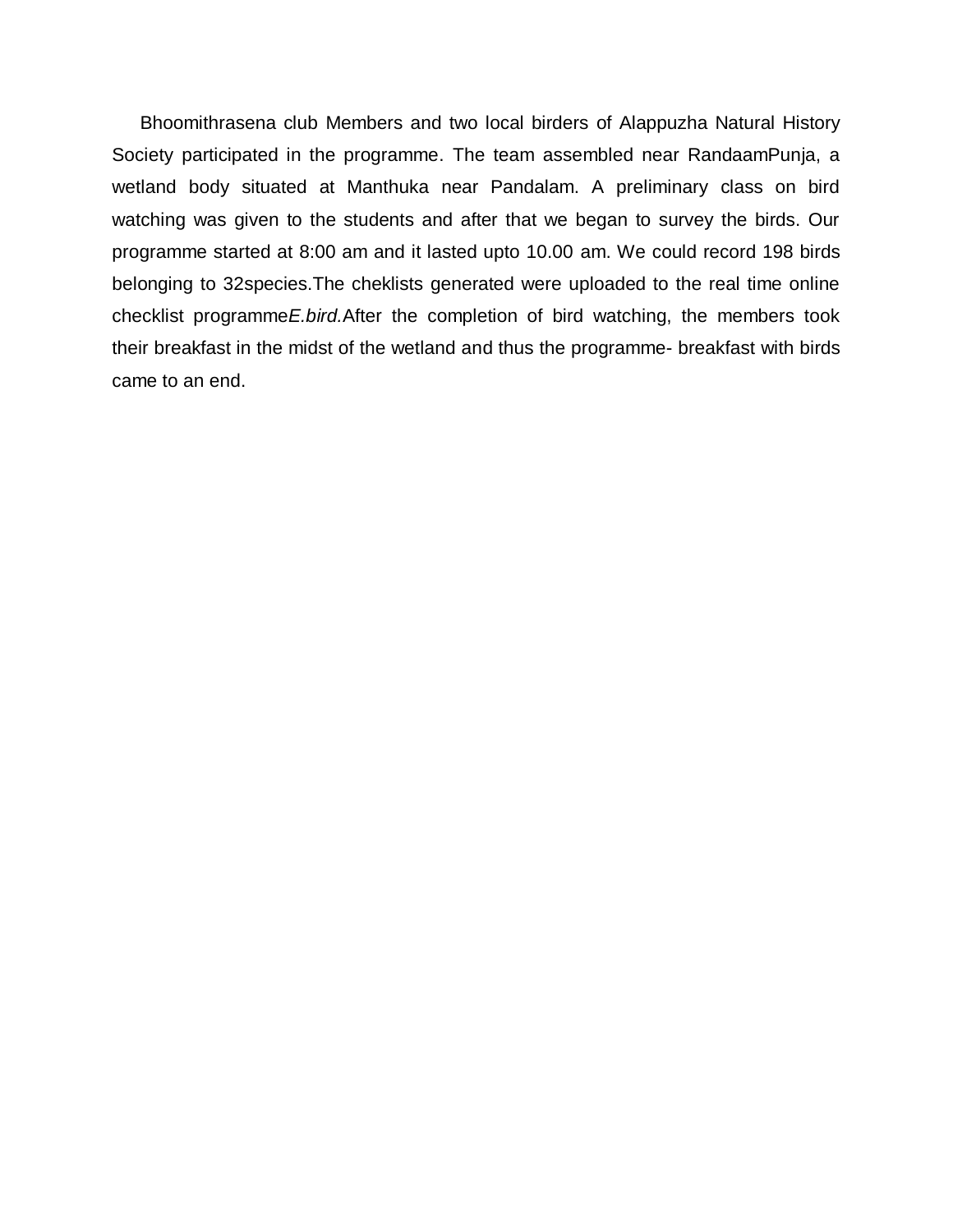Bhoomithrasena club Members and two local birders of Alappuzha Natural History Society participated in the programme. The team assembled near RandaamPunja, a wetland body situated at Manthuka near Pandalam. A preliminary class on bird watching was given to the students and after that we began to survey the birds. Our programme started at 8:00 am and it lasted upto 10.00 am. We could record 198 birds belonging to 32species.The cheklists generated were uploaded to the real time online checklist programme*E.bird.*After the completion of bird watching, the members took their breakfast in the midst of the wetland and thus the programme- breakfast with birds came to an end.